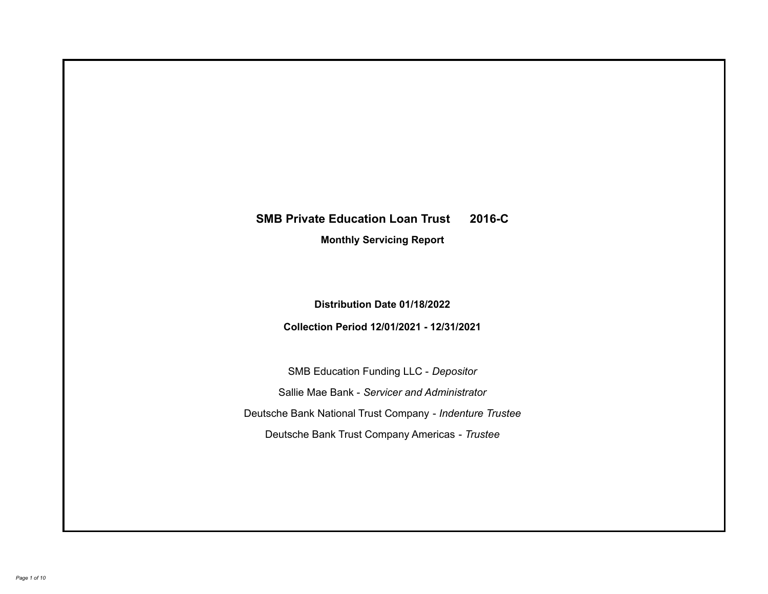# SMB Private Education Loan Trust 2016-C

## Monthly Servicing Report

**Distribution Date 01/18/2022**

**Collection Period 12/01/2021 - 12/31/2021**

SMB Education Funding LLC - *Depositor*

Sallie Mae Bank - *Servicer and Administrator*

Deutsche Bank National Trust Company - *Indenture Trustee*

Deutsche Bank Trust Company Americas - *Trustee*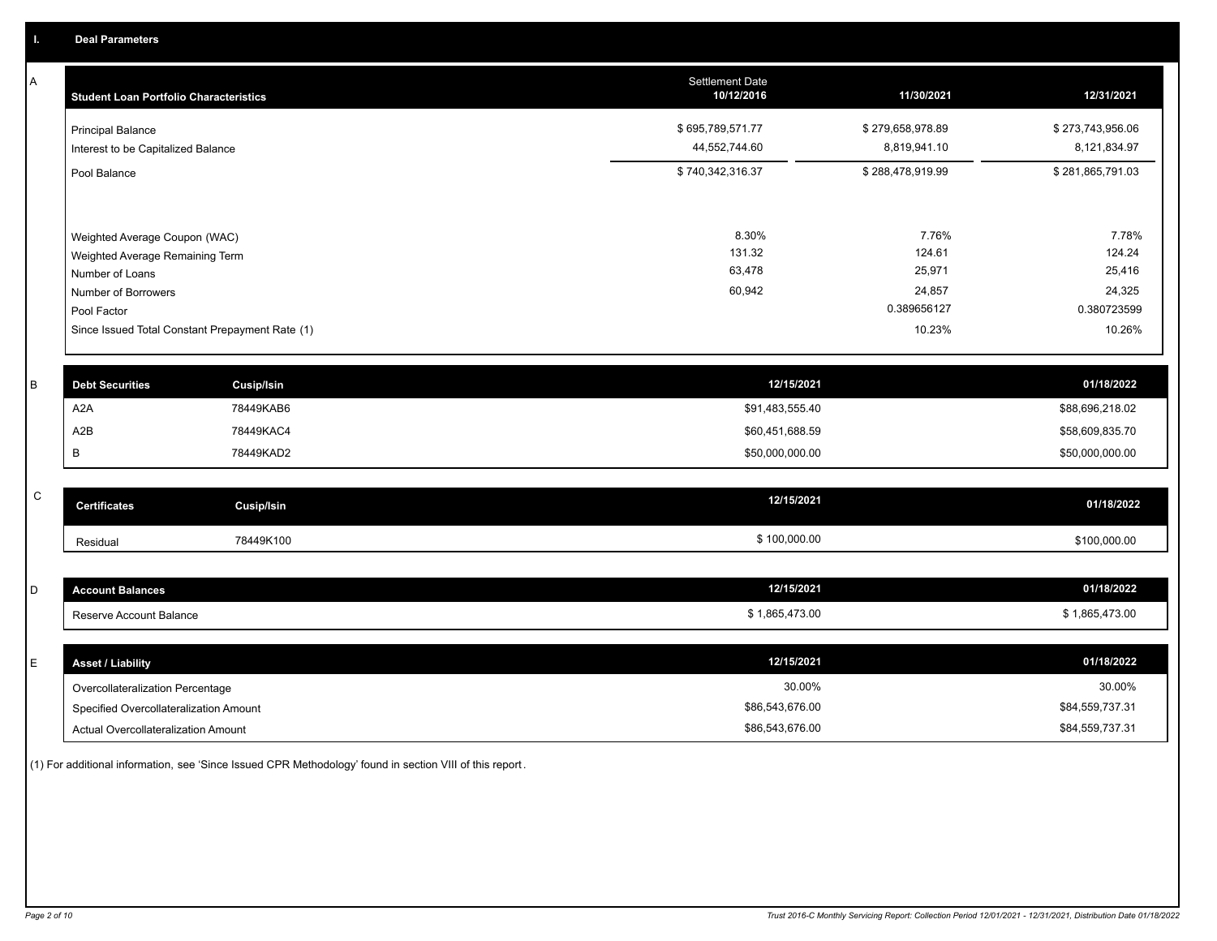## I. Deal Parameters

### A

| Student Loan Portfolio Characteristics | Settlement Date 10/12/2016 | 11/30/2021 | 12/31/2021 |
|---|---|---|---|
| Principal Balance | $ 695,789,571.77 | $ 279,658,978.89 | $ 273,743,956.06 |
| Interest to be Capitalized Balance | 44,552,744.60 | 8,819,941.10 | 8,121,834.97 |
| Pool Balance | $ 740,342,316.37 | $ 288,478,919.99 | $ 281,865,791.03 |
| | | | |
| Weighted Average Coupon (WAC) | 8.30% | 7.76% | 7.78% |
| Weighted Average Remaining Term | 131.32 | 124.61 | 124.24 |
| Number of Loans | 63,478 | 25,971 | 25,416 |
| Number of Borrowers | 60,942 | 24,857 | 24,325 |
| Pool Factor | | 0.389656127 | 0.380723599 |
| Since Issued Total Constant Prepayment Rate (1) | | 10.23% | 10.26% |

### B

| Debt Securities | Cusip/Isin | 12/15/2021 | 01/18/2022 |
|---|---|---|---|
| A2A | 78449KAB6 | $91,483,555.40 | $88,696,218.02 |
| A2B | 78449KAC4 | $60,451,688.59 | $58,609,835.70 |
| B | 78449KAD2 | $50,000,000.00 | $50,000,000.00 |

### C

| Certificates | Cusip/Isin | 12/15/2021 | 01/18/2022 |
|---|---|---|---|
| Residual | 78449K100 | $ 100,000.00 | $100,000.00 |

### D

| Account Balances | 12/15/2021 | 01/18/2022 |
|---|---|---|
| Reserve Account Balance | $ 1,865,473.00 | $ 1,865,473.00 |

### E

| Asset / Liability | 12/15/2021 | 01/18/2022 |
|---|---|---|
| Overcollateralization Percentage | 30.00% | 30.00% |
| Specified Overcollateralization Amount | $86,543,676.00 | $84,559,737.31 |
| Actual Overcollateralization Amount | $86,543,676.00 | $84,559,737.31 |

(1) For additional information, see 'Since Issued CPR Methodology' found in section VIII of this report.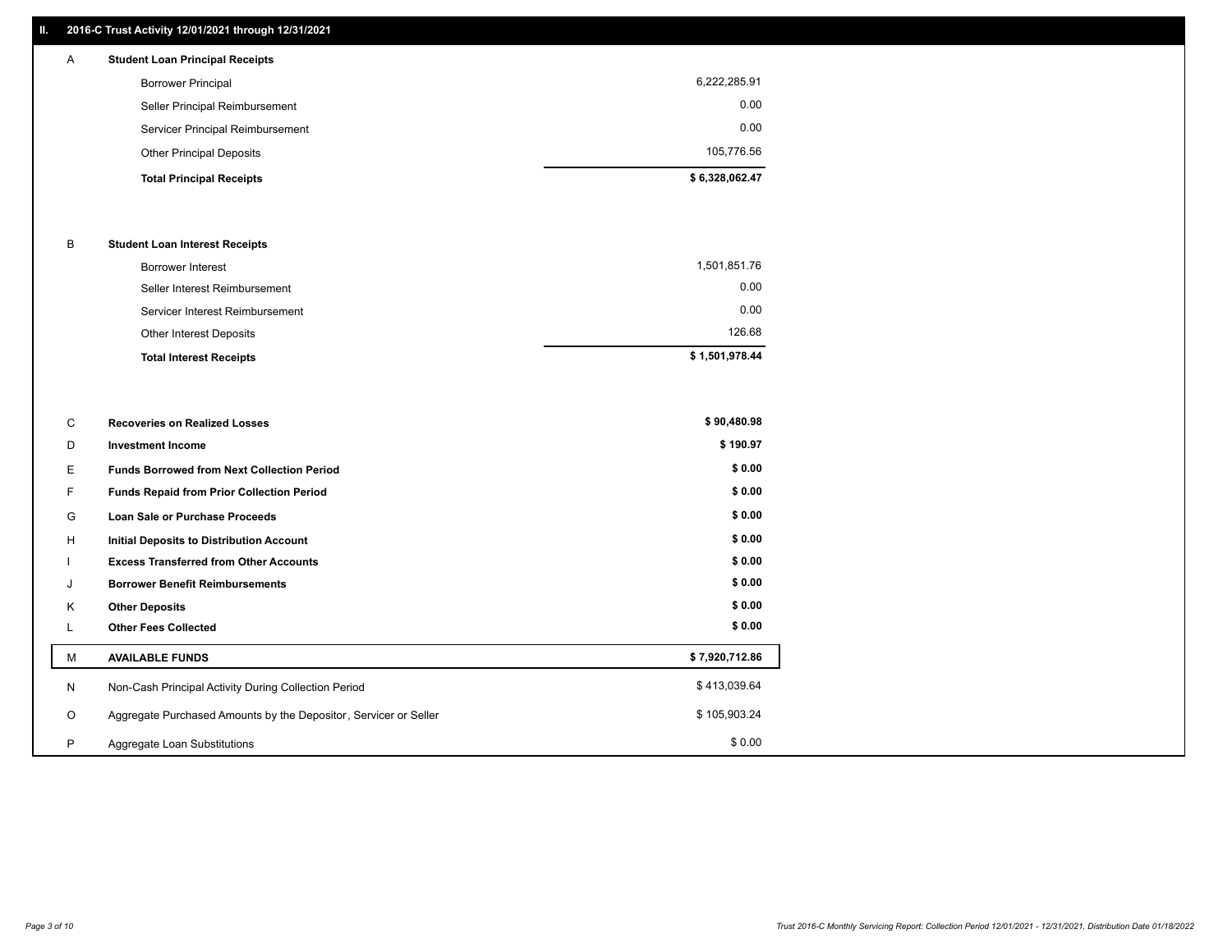## II. 2016-C Trust Activity 12/01/2021 through 12/31/2021

| | | |
|---|---|---|
| A | **Student Loan Principal Receipts** | |
| | Borrower Principal | 6,222,285.91 |
| | Seller Principal Reimbursement | 0.00 |
| | Servicer Principal Reimbursement | 0.00 |
| | Other Principal Deposits | 105,776.56 |
| | **Total Principal Receipts** | **$ 6,328,062.47** |
| B | **Student Loan Interest Receipts** | |
| | Borrower Interest | 1,501,851.76 |
| | Seller Interest Reimbursement | 0.00 |
| | Servicer Interest Reimbursement | 0.00 |
| | Other Interest Deposits | 126.68 |
| | **Total Interest Receipts** | **$ 1,501,978.44** |
| C | **Recoveries on Realized Losses** | **$ 90,480.98** |
| D | **Investment Income** | **$ 190.97** |
| E | **Funds Borrowed from Next Collection Period** | **$ 0.00** |
| F | **Funds Repaid from Prior Collection Period** | **$ 0.00** |
| G | **Loan Sale or Purchase Proceeds** | **$ 0.00** |
| H | **Initial Deposits to Distribution Account** | **$ 0.00** |
| I | **Excess Transferred from Other Accounts** | **$ 0.00** |
| J | **Borrower Benefit Reimbursements** | **$ 0.00** |
| K | **Other Deposits** | **$ 0.00** |
| L | **Other Fees Collected** | **$ 0.00** |
| M | **AVAILABLE FUNDS** | **$ 7,920,712.86** |
| N | Non-Cash Principal Activity During Collection Period | $ 413,039.64 |
| O | Aggregate Purchased Amounts by the Depositor, Servicer or Seller | $ 105,903.24 |
| P | Aggregate Loan Substitutions | $ 0.00 |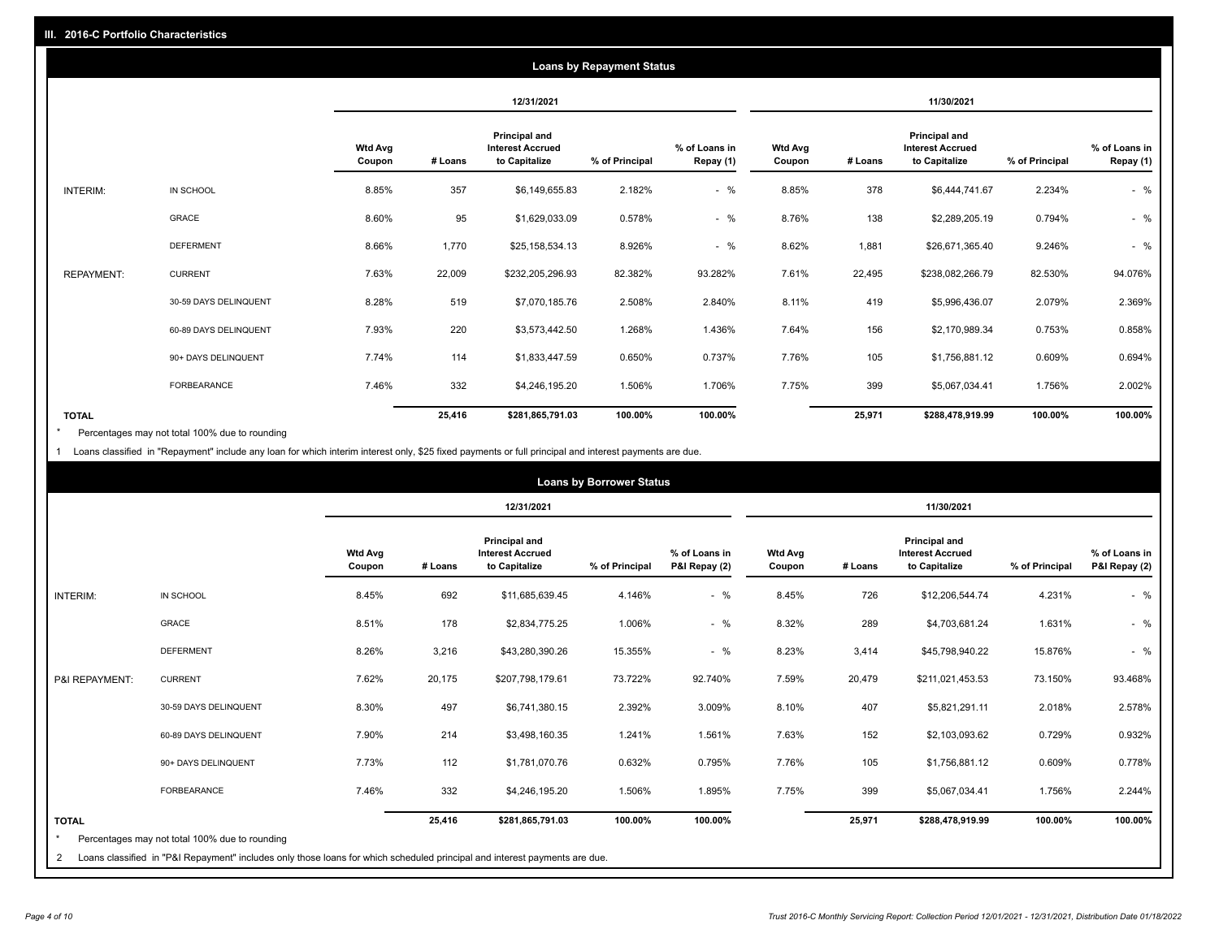## III. 2016-C Portfolio Characteristics

### Loans by Repayment Status

| | | 12/31/2021 | | | | | 11/30/2021 | | | | |
|---|---|---|---|---|---|---|---|---|---|---|---|
| | | Wtd Avg Coupon | # Loans | Principal and Interest Accrued to Capitalize | % of Principal | % of Loans in Repay (1) | Wtd Avg Coupon | # Loans | Principal and Interest Accrued to Capitalize | % of Principal | % of Loans in Repay (1) |
| INTERIM: | IN SCHOOL | 8.85% | 357 | $6,149,655.83 | 2.182% | - % | 8.85% | 378 | $6,444,741.67 | 2.234% | - % |
| | GRACE | 8.60% | 95 | $1,629,033.09 | 0.578% | - % | 8.76% | 138 | $2,289,205.19 | 0.794% | - % |
| | DEFERMENT | 8.66% | 1,770 | $25,158,534.13 | 8.926% | - % | 8.62% | 1,881 | $26,671,365.40 | 9.246% | - % |
| REPAYMENT: | CURRENT | 7.63% | 22,009 | $232,205,296.93 | 82.382% | 93.282% | 7.61% | 22,495 | $238,082,266.79 | 82.530% | 94.076% |
| | 30-59 DAYS DELINQUENT | 8.28% | 519 | $7,070,185.76 | 2.508% | 2.840% | 8.11% | 419 | $5,996,436.07 | 2.079% | 2.369% |
| | 60-89 DAYS DELINQUENT | 7.93% | 220 | $3,573,442.50 | 1.268% | 1.436% | 7.64% | 156 | $2,170,989.34 | 0.753% | 0.858% |
| | 90+ DAYS DELINQUENT | 7.74% | 114 | $1,833,447.59 | 0.650% | 0.737% | 7.76% | 105 | $1,756,881.12 | 0.609% | 0.694% |
| | FORBEARANCE | 7.46% | 332 | $4,246,195.20 | 1.506% | 1.706% | 7.75% | 399 | $5,067,034.41 | 1.756% | 2.002% |
| TOTAL | | | 25,416 | $281,865,791.03 | 100.00% | 100.00% | | 25,971 | $288,478,919.99 | 100.00% | 100.00% |

* Percentages may not total 100% due to rounding

1 Loans classified in "Repayment" include any loan for which interim interest only, $25 fixed payments or full principal and interest payments are due.

### Loans by Borrower Status

| | | 12/31/2021 | | | | | 11/30/2021 | | | | |
|---|---|---|---|---|---|---|---|---|---|---|---|
| | | Wtd Avg Coupon | # Loans | Principal and Interest Accrued to Capitalize | % of Principal | % of Loans in P&I Repay (2) | Wtd Avg Coupon | # Loans | Principal and Interest Accrued to Capitalize | % of Principal | % of Loans in P&I Repay (2) |
| INTERIM: | IN SCHOOL | 8.45% | 692 | $11,685,639.45 | 4.146% | - % | 8.45% | 726 | $12,206,544.74 | 4.231% | - % |
| | GRACE | 8.51% | 178 | $2,834,775.25 | 1.006% | - % | 8.32% | 289 | $4,703,681.24 | 1.631% | - % |
| | DEFERMENT | 8.26% | 3,216 | $43,280,390.26 | 15.355% | - % | 8.23% | 3,414 | $45,798,940.22 | 15.876% | - % |
| P&I REPAYMENT: | CURRENT | 7.62% | 20,175 | $207,798,179.61 | 73.722% | 92.740% | 7.59% | 20,479 | $211,021,453.53 | 73.150% | 93.468% |
| | 30-59 DAYS DELINQUENT | 8.30% | 497 | $6,741,380.15 | 2.392% | 3.009% | 8.10% | 407 | $5,821,291.11 | 2.018% | 2.578% |
| | 60-89 DAYS DELINQUENT | 7.90% | 214 | $3,498,160.35 | 1.241% | 1.561% | 7.63% | 152 | $2,103,093.62 | 0.729% | 0.932% |
| | 90+ DAYS DELINQUENT | 7.73% | 112 | $1,781,070.76 | 0.632% | 0.795% | 7.76% | 105 | $1,756,881.12 | 0.609% | 0.778% |
| | FORBEARANCE | 7.46% | 332 | $4,246,195.20 | 1.506% | 1.895% | 7.75% | 399 | $5,067,034.41 | 1.756% | 2.244% |
| TOTAL | | | 25,416 | $281,865,791.03 | 100.00% | 100.00% | | 25,971 | $288,478,919.99 | 100.00% | 100.00% |

* Percentages may not total 100% due to rounding

2 Loans classified in "P&I Repayment" includes only those loans for which scheduled principal and interest payments are due.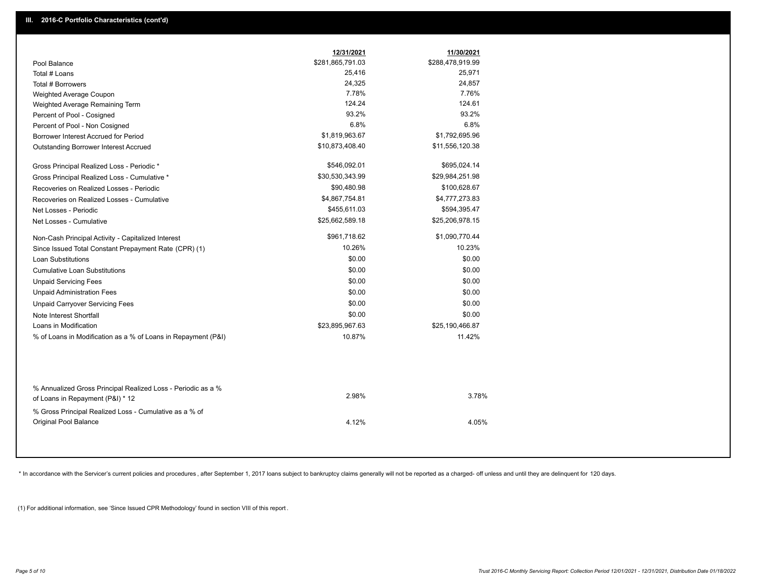## III. 2016-C Portfolio Characteristics (cont'd)

| | 12/31/2021 | 11/30/2021 |
|---|---|---|
| Pool Balance | $281,865,791.03 | $288,478,919.99 |
| Total # Loans | 25,416 | 25,971 |
| Total # Borrowers | 24,325 | 24,857 |
| Weighted Average Coupon | 7.78% | 7.76% |
| Weighted Average Remaining Term | 124.24 | 124.61 |
| Percent of Pool - Cosigned | 93.2% | 93.2% |
| Percent of Pool - Non Cosigned | 6.8% | 6.8% |
| Borrower Interest Accrued for Period | $1,819,963.67 | $1,792,695.96 |
| Outstanding Borrower Interest Accrued | $10,873,408.40 | $11,556,120.38 |
| Gross Principal Realized Loss - Periodic * | $546,092.01 | $695,024.14 |
| Gross Principal Realized Loss - Cumulative * | $30,530,343.99 | $29,984,251.98 |
| Recoveries on Realized Losses - Periodic | $90,480.98 | $100,628.67 |
| Recoveries on Realized Losses - Cumulative | $4,867,754.81 | $4,777,273.83 |
| Net Losses - Periodic | $455,611.03 | $594,395.47 |
| Net Losses - Cumulative | $25,662,589.18 | $25,206,978.15 |
| Non-Cash Principal Activity - Capitalized Interest | $961,718.62 | $1,090,770.44 |
| Since Issued Total Constant Prepayment Rate (CPR) (1) | 10.26% | 10.23% |
| Loan Substitutions | $0.00 | $0.00 |
| Cumulative Loan Substitutions | $0.00 | $0.00 |
| Unpaid Servicing Fees | $0.00 | $0.00 |
| Unpaid Administration Fees | $0.00 | $0.00 |
| Unpaid Carryover Servicing Fees | $0.00 | $0.00 |
| Note Interest Shortfall | $0.00 | $0.00 |
| Loans in Modification | $23,895,967.63 | $25,190,466.87 |
| % of Loans in Modification as a % of Loans in Repayment (P&I) | 10.87% | 11.42% |
| % Annualized Gross Principal Realized Loss - Periodic as a % of Loans in Repayment (P&I) * 12 | 2.98% | 3.78% |
| % Gross Principal Realized Loss - Cumulative as a % of Original Pool Balance | 4.12% | 4.05% |

* In accordance with the Servicer's current policies and procedures , after September 1, 2017 loans subject to bankruptcy claims generally will not be reported as a charged- off unless and until they are delinquent for 120 days.

(1) For additional information, see 'Since Issued CPR Methodology' found in section VIII of this report .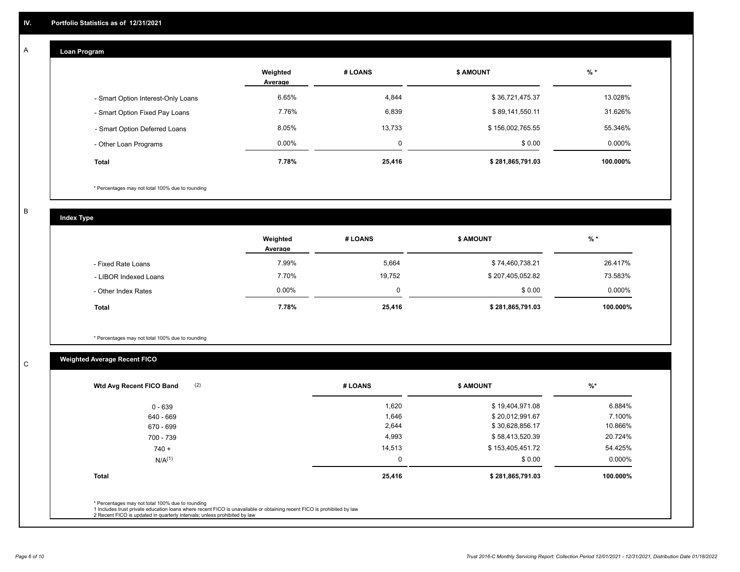## IV. Portfolio Statistics as of 12/31/2021

### A

#### Loan Program

| | Weighted Average | # LOANS | $ AMOUNT | % * |
|---|---|---|---|---|
| - Smart Option Interest-Only Loans | 6.65% | 4,844 | $ 36,721,475.37 | 13.028% |
| - Smart Option Fixed Pay Loans | 7.76% | 6,839 | $ 89,141,550.11 | 31.626% |
| - Smart Option Deferred Loans | 8.05% | 13,733 | $ 156,002,765.55 | 55.346% |
| - Other Loan Programs | 0.00% | 0 | $ 0.00 | 0.000% |
| **Total** | **7.78%** | **25,416** | **$ 281,865,791.03** | **100.000%** |

* Percentages may not total 100% due to rounding

### B

#### Index Type

| | Weighted Average | # LOANS | $ AMOUNT | % * |
|---|---|---|---|---|
| - Fixed Rate Loans | 7.99% | 5,664 | $ 74,460,738.21 | 26.417% |
| - LIBOR Indexed Loans | 7.70% | 19,752 | $ 207,405,052.82 | 73.583% |
| - Other Index Rates | 0.00% | 0 | $ 0.00 | 0.000% |
| **Total** | **7.78%** | **25,416** | **$ 281,865,791.03** | **100.000%** |

* Percentages may not total 100% due to rounding

### C

#### Weighted Average Recent FICO

| Wtd Avg Recent FICO Band (2) | # LOANS | $ AMOUNT | %* |
|---|---|---|---|
| 0 - 639 | 1,620 | $ 19,404,971.08 | 6.884% |
| 640 - 669 | 1,646 | $ 20,012,991.67 | 7.100% |
| 670 - 699 | 2,644 | $ 30,628,856.17 | 10.866% |
| 700 - 739 | 4,993 | $ 58,413,520.39 | 20.724% |
| 740 + | 14,513 | $ 153,405,451.72 | 54.425% |
| N/A(1) | 0 | $ 0.00 | 0.000% |
| **Total** | **25,416** | **$ 281,865,791.03** | **100.000%** |

* Percentages may not total 100% due to rounding
1 Includes trust private education loans where recent FICO is unavailable or obtaining recent FICO is prohibited by law
2 Recent FICO is updated in quarterly intervals; unless prohibited by law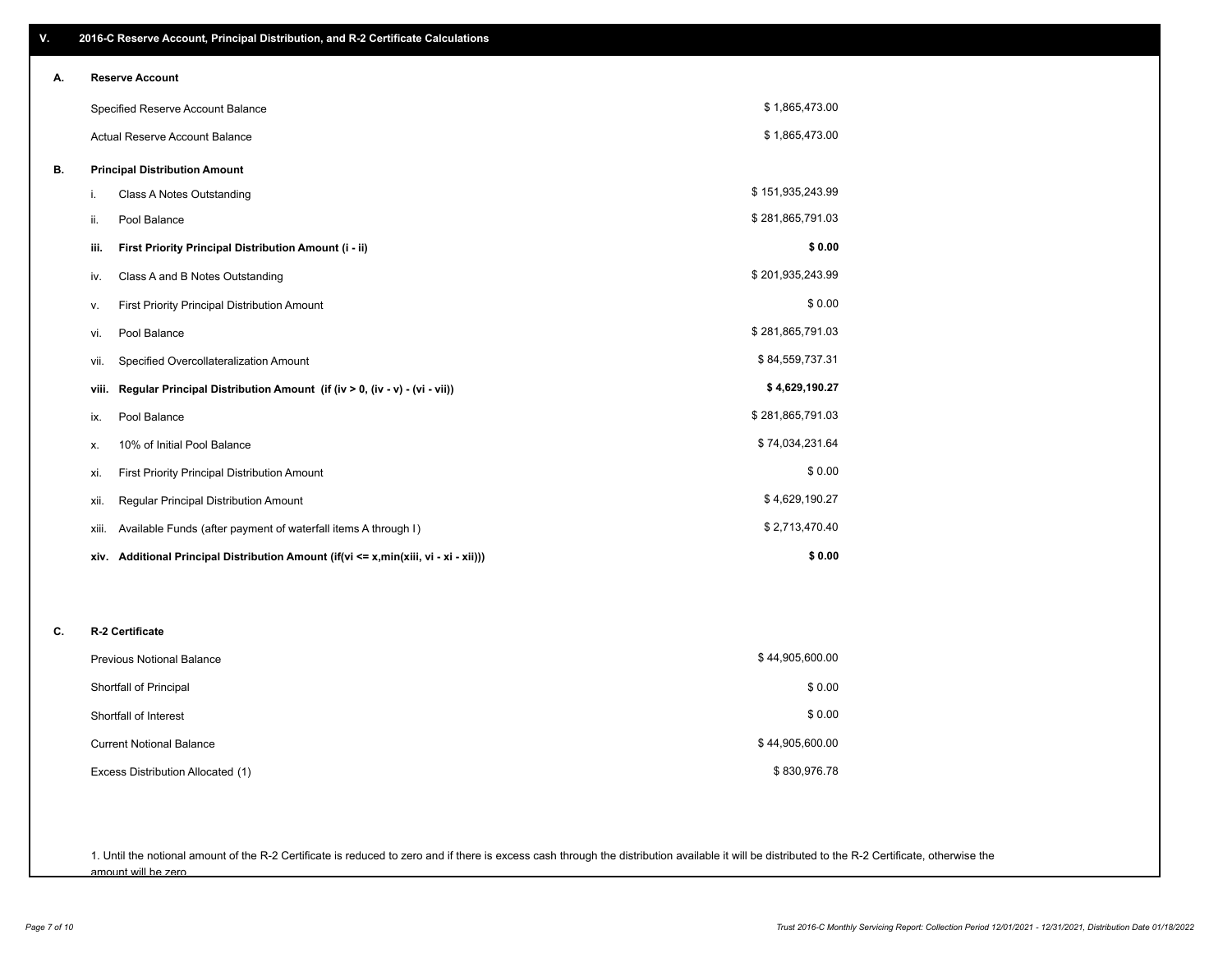## V. 2016-C Reserve Account, Principal Distribution, and R-2 Certificate Calculations

### A. Reserve Account

| | |
|---|---|
| Specified Reserve Account Balance | $ 1,865,473.00 |
| Actual Reserve Account Balance | $ 1,865,473.00 |

### B. Principal Distribution Amount

| | | |
|---|---|---|
| i. | Class A Notes Outstanding | $ 151,935,243.99 |
| ii. | Pool Balance | $ 281,865,791.03 |
| **iii.** | **First Priority Principal Distribution Amount (i - ii)** | **$ 0.00** |
| iv. | Class A and B Notes Outstanding | $ 201,935,243.99 |
| v. | First Priority Principal Distribution Amount | $ 0.00 |
| vi. | Pool Balance | $ 281,865,791.03 |
| vii. | Specified Overcollateralization Amount | $ 84,559,737.31 |
| **viii.** | **Regular Principal Distribution Amount (if (iv > 0, (iv - v) - (vi - vii))** | **$ 4,629,190.27** |
| ix. | Pool Balance | $ 281,865,791.03 |
| x. | 10% of Initial Pool Balance | $ 74,034,231.64 |
| xi. | First Priority Principal Distribution Amount | $ 0.00 |
| xii. | Regular Principal Distribution Amount | $ 4,629,190.27 |
| xiii. | Available Funds (after payment of waterfall items A through I) | $ 2,713,470.40 |
| **xiv.** | **Additional Principal Distribution Amount (if(vi <= x,min(xiii, vi - xi - xii)))** | **$ 0.00** |

### C. R-2 Certificate

| | |
|---|---|
| Previous Notional Balance | $ 44,905,600.00 |
| Shortfall of Principal | $ 0.00 |
| Shortfall of Interest | $ 0.00 |
| Current Notional Balance | $ 44,905,600.00 |
| Excess Distribution Allocated (1) | $ 830,976.78 |

1. Until the notional amount of the R-2 Certificate is reduced to zero and if there is excess cash through the distribution available it will be distributed to the R-2 Certificate, otherwise the amount will be zero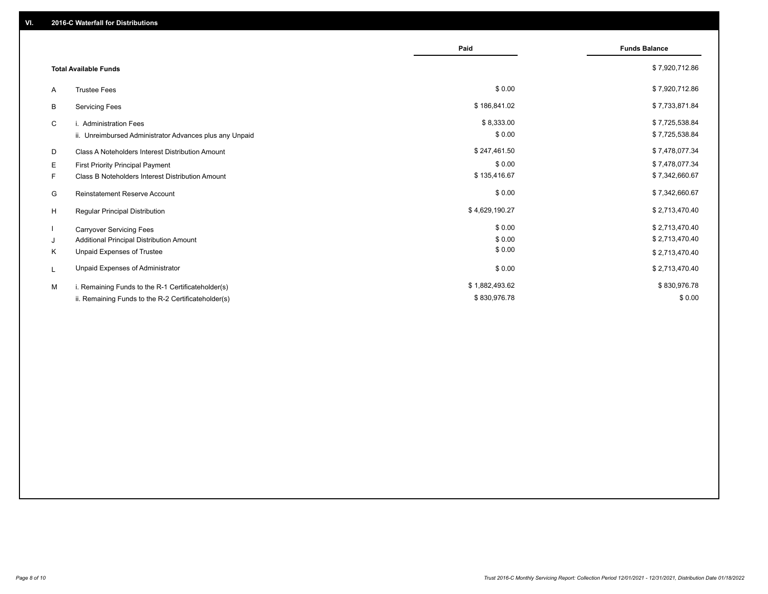## VI. 2016-C Waterfall for Distributions

| | | Paid | Funds Balance |
|---|---|---|---|
| | **Total Available Funds** | | $ 7,920,712.86 |
| A | Trustee Fees | $ 0.00 | $ 7,920,712.86 |
| B | Servicing Fees | $ 186,841.02 | $ 7,733,871.84 |
| C | i. Administration Fees | $ 8,333.00 | $ 7,725,538.84 |
| | ii. Unreimbursed Administrator Advances plus any Unpaid | $ 0.00 | $ 7,725,538.84 |
| D | Class A Noteholders Interest Distribution Amount | $ 247,461.50 | $ 7,478,077.34 |
| E | First Priority Principal Payment | $ 0.00 | $ 7,478,077.34 |
| F | Class B Noteholders Interest Distribution Amount | $ 135,416.67 | $ 7,342,660.67 |
| G | Reinstatement Reserve Account | $ 0.00 | $ 7,342,660.67 |
| H | Regular Principal Distribution | $ 4,629,190.27 | $ 2,713,470.40 |
| I | Carryover Servicing Fees | $ 0.00 | $ 2,713,470.40 |
| J | Additional Principal Distribution Amount | $ 0.00 | $ 2,713,470.40 |
| K | Unpaid Expenses of Trustee | $ 0.00 | $ 2,713,470.40 |
| L | Unpaid Expenses of Administrator | $ 0.00 | $ 2,713,470.40 |
| M | i. Remaining Funds to the R-1 Certificateholder(s) | $ 1,882,493.62 | $ 830,976.78 |
| | ii. Remaining Funds to the R-2 Certificateholder(s) | $ 830,976.78 | $ 0.00 |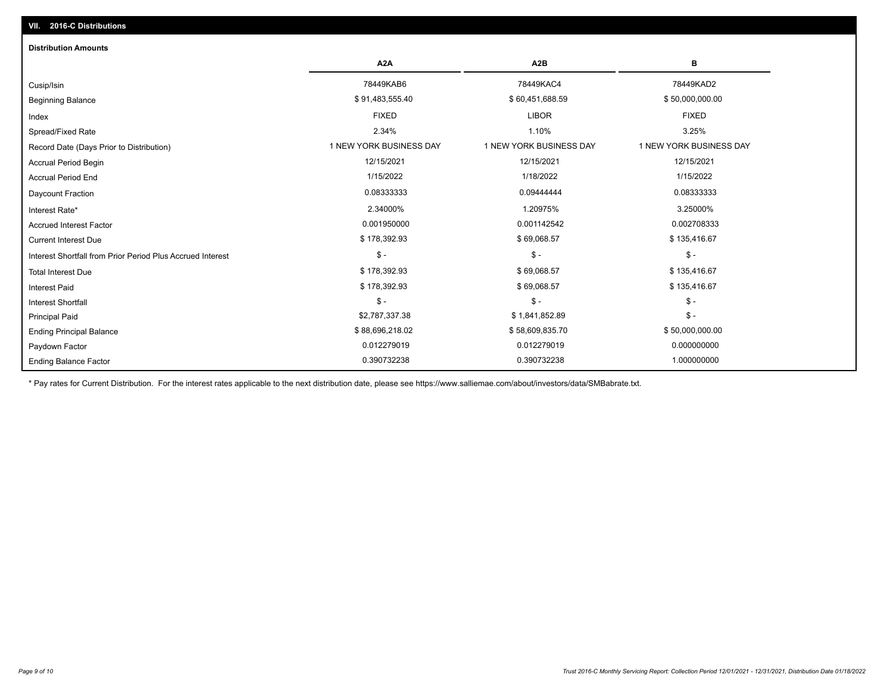## VII. 2016-C Distributions

### Distribution Amounts

| | A2A | A2B | B |
|---|---|---|---|
| Cusip/Isin | 78449KAB6 | 78449KAC4 | 78449KAD2 |
| Beginning Balance | $ 91,483,555.40 | $ 60,451,688.59 | $ 50,000,000.00 |
| Index | FIXED | LIBOR | FIXED |
| Spread/Fixed Rate | 2.34% | 1.10% | 3.25% |
| Record Date (Days Prior to Distribution) | 1 NEW YORK BUSINESS DAY | 1 NEW YORK BUSINESS DAY | 1 NEW YORK BUSINESS DAY |
| Accrual Period Begin | 12/15/2021 | 12/15/2021 | 12/15/2021 |
| Accrual Period End | 1/15/2022 | 1/18/2022 | 1/15/2022 |
| Daycount Fraction | 0.08333333 | 0.09444444 | 0.08333333 |
| Interest Rate* | 2.34000% | 1.20975% | 3.25000% |
| Accrued Interest Factor | 0.001950000 | 0.001142542 | 0.002708333 |
| Current Interest Due | $ 178,392.93 | $ 69,068.57 | $ 135,416.67 |
| Interest Shortfall from Prior Period Plus Accrued Interest | $ - | $ - | $ - |
| Total Interest Due | $ 178,392.93 | $ 69,068.57 | $ 135,416.67 |
| Interest Paid | $ 178,392.93 | $ 69,068.57 | $ 135,416.67 |
| Interest Shortfall | $ - | $ - | $ - |
| Principal Paid | $2,787,337.38 | $ 1,841,852.89 | $ - |
| Ending Principal Balance | $ 88,696,218.02 | $ 58,609,835.70 | $ 50,000,000.00 |
| Paydown Factor | 0.012279019 | 0.012279019 | 0.000000000 |
| Ending Balance Factor | 0.390732238 | 0.390732238 | 1.000000000 |

* Pay rates for Current Distribution. For the interest rates applicable to the next distribution date, please see https://www.salliemae.com/about/investors/data/SMBabrate.txt.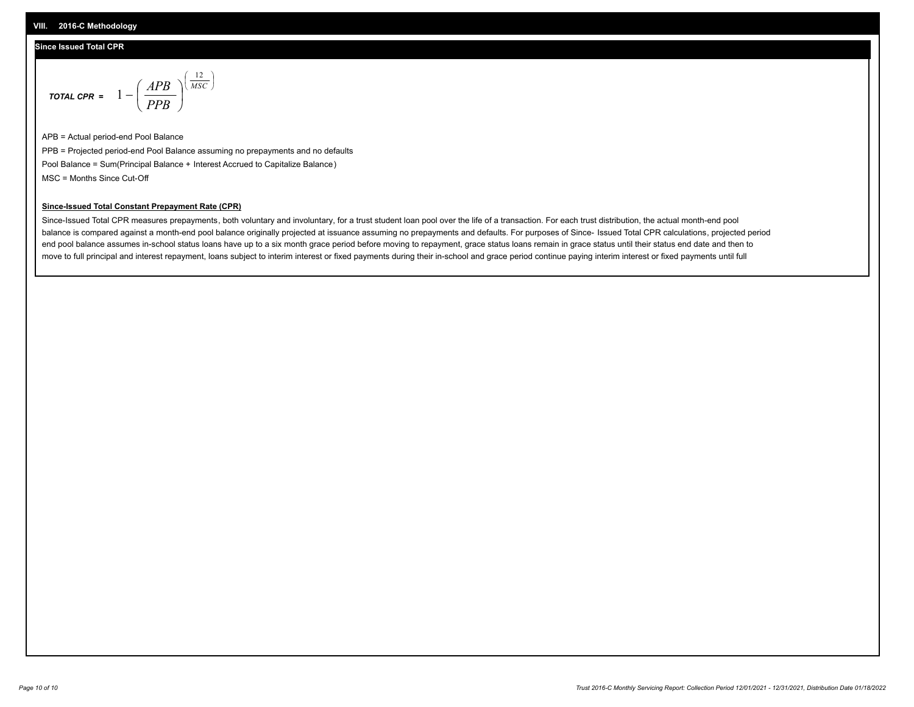## VIII. 2016-C Methodology

### Since Issued Total CPR

$$\textit{TOTAL CPR} = 1 - \left( \frac{APB}{PPB} \right)^{\left( \frac{12}{MSC} \right)}$$

APB = Actual period-end Pool Balance

PPB = Projected period-end Pool Balance assuming no prepayments and no defaults

Pool Balance = Sum(Principal Balance + Interest Accrued to Capitalize Balance)

MSC = Months Since Cut-Off

**Since-Issued Total Constant Prepayment Rate (CPR)**

Since-Issued Total CPR measures prepayments, both voluntary and involuntary, for a trust student loan pool over the life of a transaction. For each trust distribution, the actual month-end pool balance is compared against a month-end pool balance originally projected at issuance assuming no prepayments and defaults. For purposes of Since- Issued Total CPR calculations, projected period end pool balance assumes in-school status loans have up to a six month grace period before moving to repayment, grace status loans remain in grace status until their status end date and then to move to full principal and interest repayment, loans subject to interim interest or fixed payments during their in-school and grace period continue paying interim interest or fixed payments until full